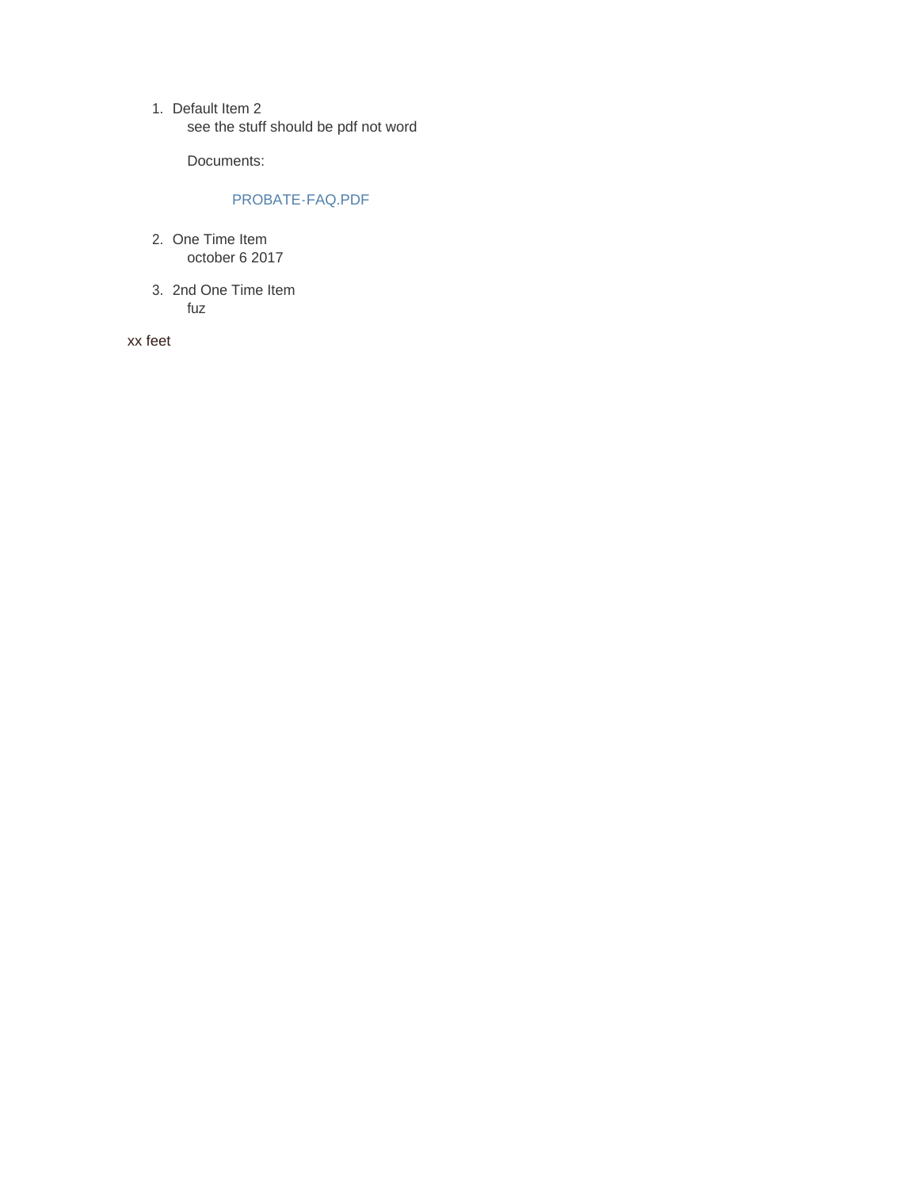1. Default Item 2
   see the stuff should be pdf not word

   Documents:

   PROBATE-FAQ.PDF

2. One Time Item
   october 6 2017

3. 2nd One Time Item
   fuz

xx feet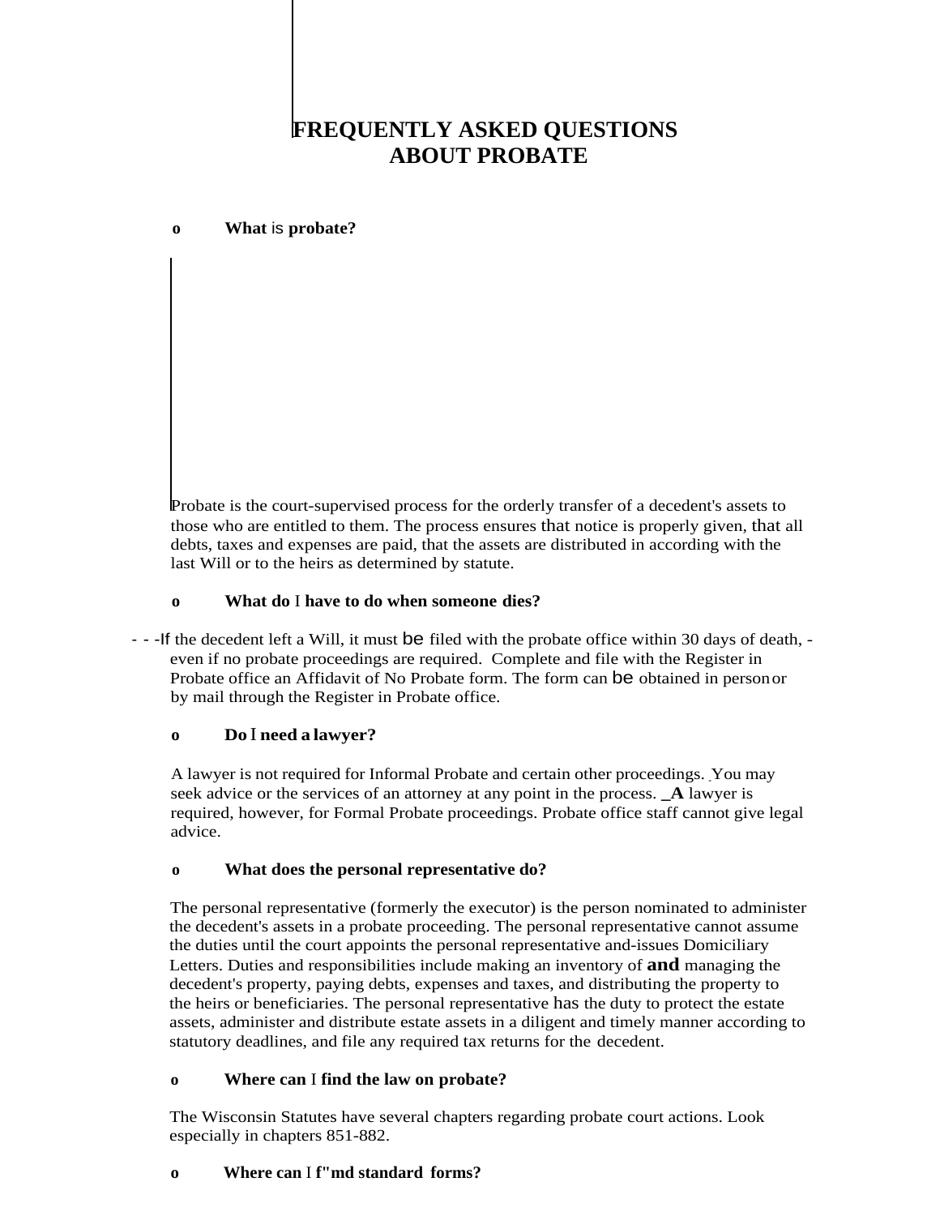# FREQUENTLY ASKED QUESTIONS ABOUT PROBATE

- **What is probate?**

Probate is the court-supervised process for the orderly transfer of a decedent's assets to those who are entitled to them. The process ensures that notice is properly given, that all debts, taxes and expenses are paid, that the assets are distributed in according with the last Will or to the heirs as determined by statute.

- **What do I have to do when someone dies?**

- - -If the decedent left a Will, it must be filed with the probate office within 30 days of death, - even if no probate proceedings are required. Complete and file with the Register in Probate office an Affidavit of No Probate form. The form can be obtained in person or by mail through the Register in Probate office.

- **Do I need a lawyer?**

A lawyer is not required for Informal Probate and certain other proceedings. You may seek advice or the services of an attorney at any point in the process. _**A** lawyer is required, however, for Formal Probate proceedings. Probate office staff cannot give legal advice.

- **What does the personal representative do?**

The personal representative (formerly the executor) is the person nominated to administer the decedent's assets in a probate proceeding. The personal representative cannot assume the duties until the court appoints the personal representative and-issues Domiciliary Letters. Duties and responsibilities include making an inventory of **and** managing the decedent's property, paying debts, expenses and taxes, and distributing the property to the heirs or beneficiaries. The personal representative has the duty to protect the estate assets, administer and distribute estate assets in a diligent and timely manner according to statutory deadlines, and file any required tax returns for the decedent.

- **Where can I find the law on probate?**

The Wisconsin Statutes have several chapters regarding probate court actions. Look especially in chapters 851-882.

- **Where can I f"md standard forms?**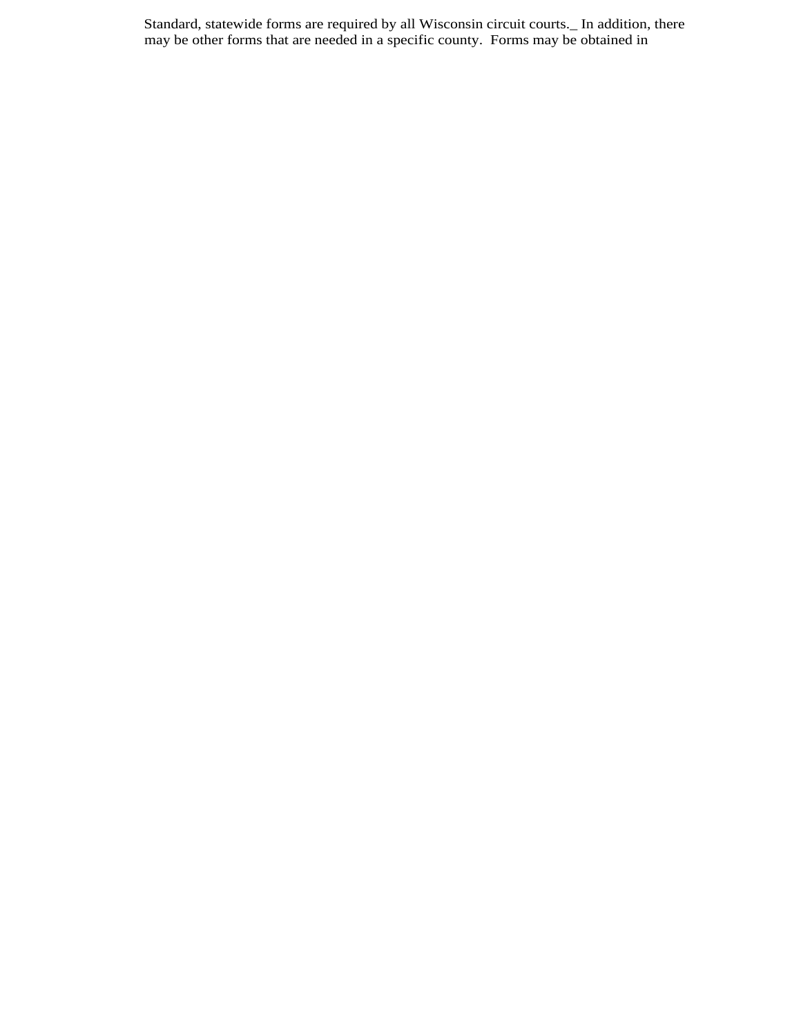Standard, statewide forms are required by all Wisconsin circuit courts._ In addition, there may be other forms that are needed in a specific county. Forms may be obtained in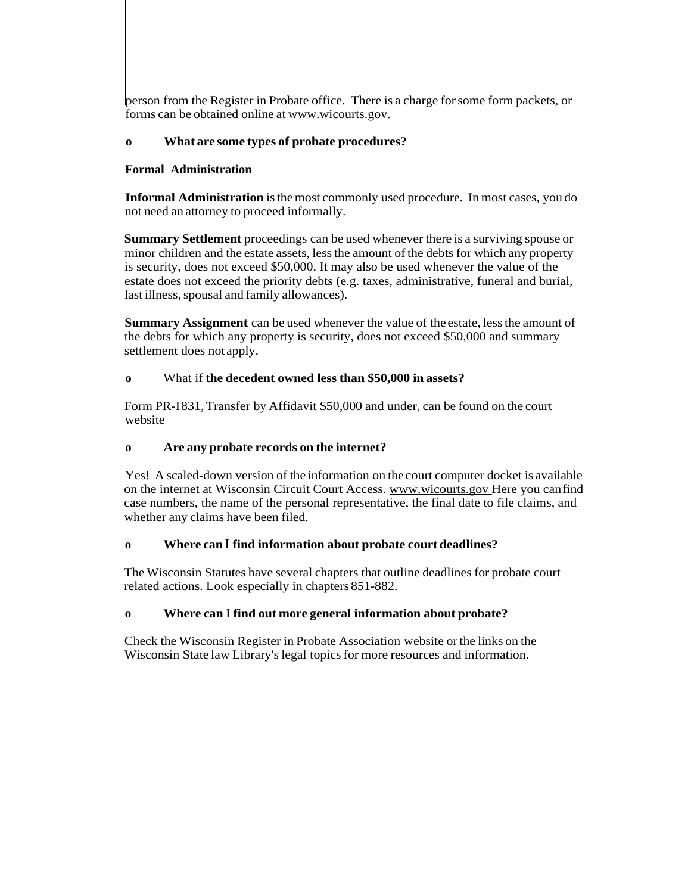person from the Register in Probate office. There is a charge for some form packets, or forms can be obtained online at www.wicourts.gov.

- **What are some types of probate procedures?**

**Formal Administration**

**Informal Administration** is the most commonly used procedure. In most cases, you do not need an attorney to proceed informally.

**Summary Settlement** proceedings can be used whenever there is a surviving spouse or minor children and the estate assets, less the amount of the debts for which any property is security, does not exceed $50,000. It may also be used whenever the value of the estate does not exceed the priority debts (e.g. taxes, administrative, funeral and burial, last illness, spousal and family allowances).

**Summary Assignment** can be used whenever the value of the estate, less the amount of the debts for which any property is security, does not exceed $50,000 and summary settlement does not apply.

- What if **the decedent owned less than $50,000 in assets?**

Form PR-I831, Transfer by Affidavit $50,000 and under, can be found on the court website

- **Are any probate records on the internet?**

Yes! A scaled-down version of the information on the court computer docket is available on the internet at Wisconsin Circuit Court Access. www.wicourts.gov Here you can find case numbers, the name of the personal representative, the final date to file claims, and whether any claims have been filed.

- **Where can I find information about probate court deadlines?**

The Wisconsin Statutes have several chapters that outline deadlines for probate court related actions. Look especially in chapters 851-882.

- **Where can I find out more general information about probate?**

Check the Wisconsin Register in Probate Association website or the links on the Wisconsin State law Library's legal topics for more resources and information.